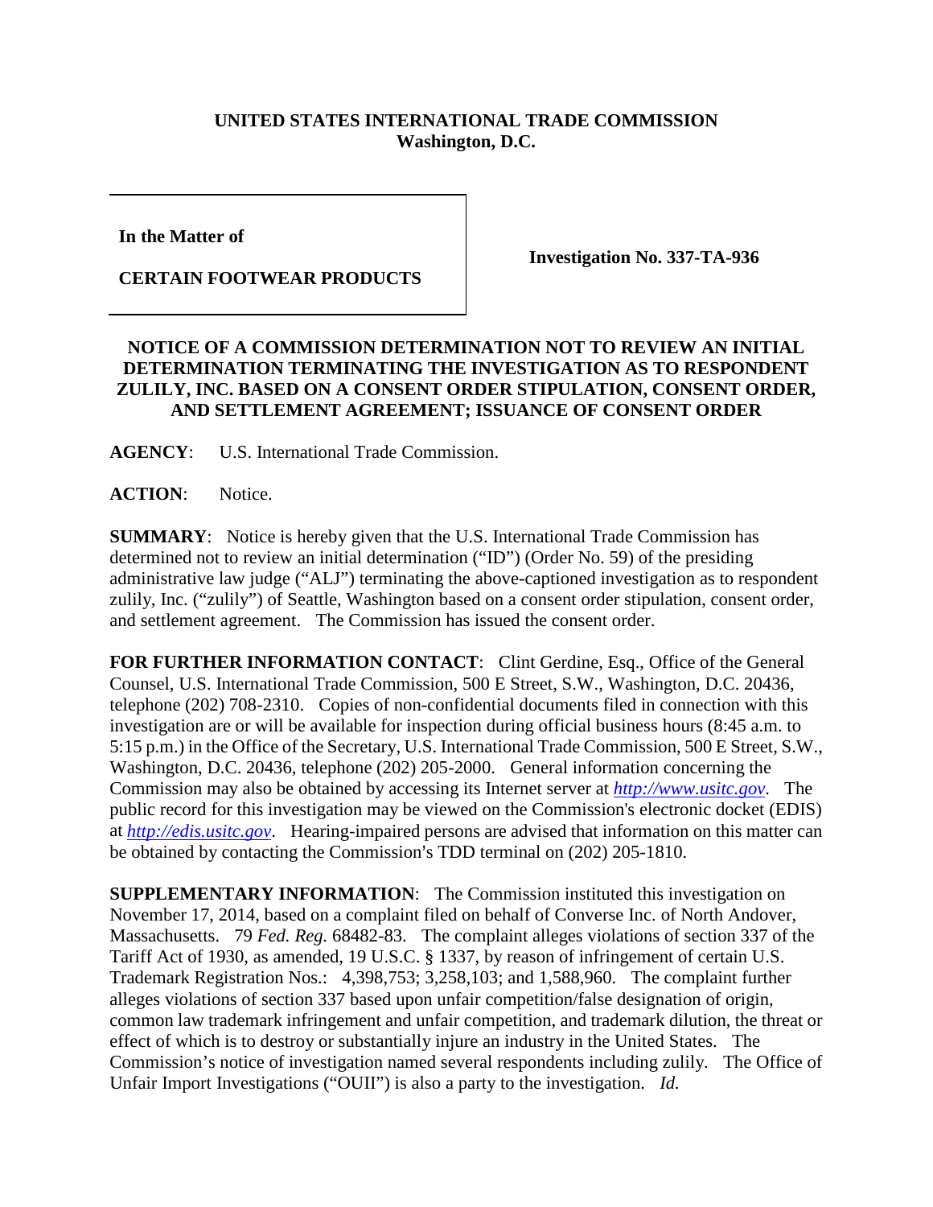**UNITED STATES INTERNATIONAL TRADE COMMISSION**
**Washington, D.C.**

| | |
|---|---|
| **In the Matter of** **CERTAIN FOOTWEAR PRODUCTS** | **Investigation No. 337-TA-936** |

## NOTICE OF A COMMISSION DETERMINATION NOT TO REVIEW AN INITIAL DETERMINATION TERMINATING THE INVESTIGATION AS TO RESPONDENT ZULILY, INC. BASED ON A CONSENT ORDER STIPULATION, CONSENT ORDER, AND SETTLEMENT AGREEMENT; ISSUANCE OF CONSENT ORDER

**AGENCY**: U.S. International Trade Commission.

**ACTION**: Notice.

**SUMMARY**: Notice is hereby given that the U.S. International Trade Commission has determined not to review an initial determination ("ID") (Order No. 59) of the presiding administrative law judge ("ALJ") terminating the above-captioned investigation as to respondent zulily, Inc. ("zulily") of Seattle, Washington based on a consent order stipulation, consent order, and settlement agreement. The Commission has issued the consent order.

**FOR FURTHER INFORMATION CONTACT**: Clint Gerdine, Esq., Office of the General Counsel, U.S. International Trade Commission, 500 E Street, S.W., Washington, D.C. 20436, telephone (202) 708-2310. Copies of non-confidential documents filed in connection with this investigation are or will be available for inspection during official business hours (8:45 a.m. to 5:15 p.m.) in the Office of the Secretary, U.S. International Trade Commission, 500 E Street, S.W., Washington, D.C. 20436, telephone (202) 205-2000. General information concerning the Commission may also be obtained by accessing its Internet server at *http://www.usitc.gov*. The public record for this investigation may be viewed on the Commission's electronic docket (EDIS) at *http://edis.usitc.gov*. Hearing-impaired persons are advised that information on this matter can be obtained by contacting the Commission's TDD terminal on (202) 205-1810.

**SUPPLEMENTARY INFORMATION**: The Commission instituted this investigation on November 17, 2014, based on a complaint filed on behalf of Converse Inc. of North Andover, Massachusetts. 79 *Fed. Reg.* 68482-83. The complaint alleges violations of section 337 of the Tariff Act of 1930, as amended, 19 U.S.C. § 1337, by reason of infringement of certain U.S. Trademark Registration Nos.: 4,398,753; 3,258,103; and 1,588,960. The complaint further alleges violations of section 337 based upon unfair competition/false designation of origin, common law trademark infringement and unfair competition, and trademark dilution, the threat or effect of which is to destroy or substantially injure an industry in the United States. The Commission's notice of investigation named several respondents including zulily. The Office of Unfair Import Investigations ("OUII") is also a party to the investigation. *Id.*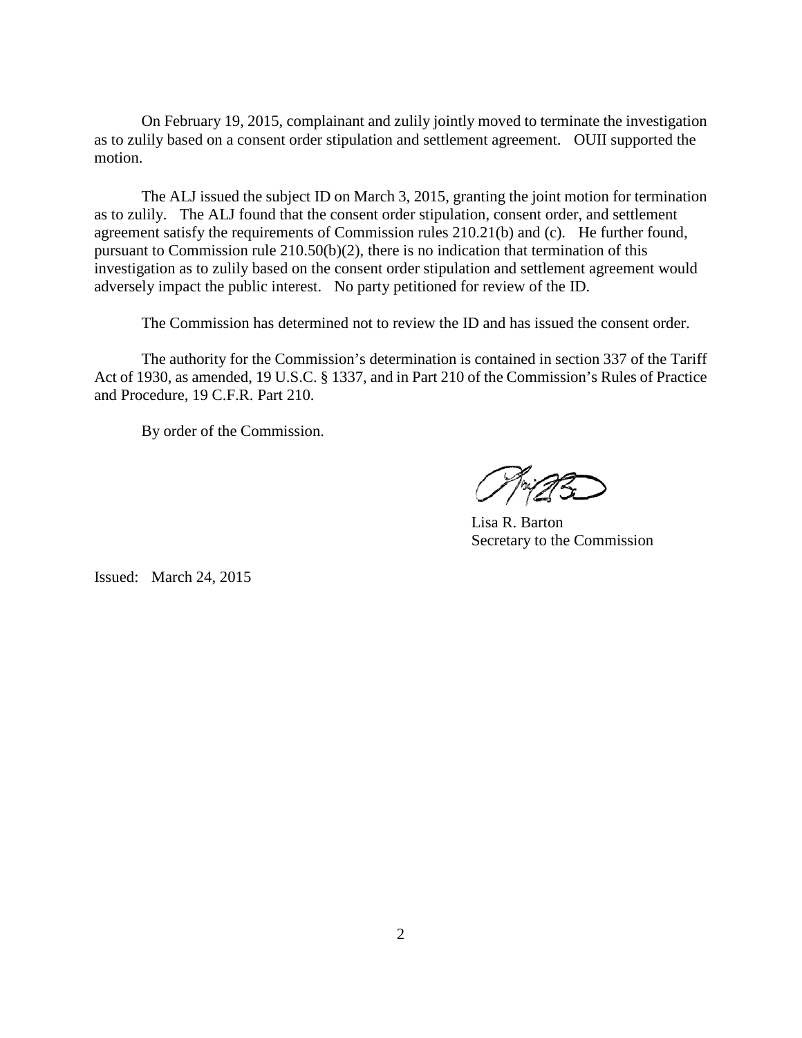On February 19, 2015, complainant and zulily jointly moved to terminate the investigation as to zulily based on a consent order stipulation and settlement agreement. OUII supported the motion.

The ALJ issued the subject ID on March 3, 2015, granting the joint motion for termination as to zulily. The ALJ found that the consent order stipulation, consent order, and settlement agreement satisfy the requirements of Commission rules 210.21(b) and (c). He further found, pursuant to Commission rule 210.50(b)(2), there is no indication that termination of this investigation as to zulily based on the consent order stipulation and settlement agreement would adversely impact the public interest. No party petitioned for review of the ID.

The Commission has determined not to review the ID and has issued the consent order.

The authority for the Commission's determination is contained in section 337 of the Tariff Act of 1930, as amended, 19 U.S.C. § 1337, and in Part 210 of the Commission's Rules of Practice and Procedure, 19 C.F.R. Part 210.

By order of the Commission.

Lisa R. Barton
Secretary to the Commission

Issued: March 24, 2015